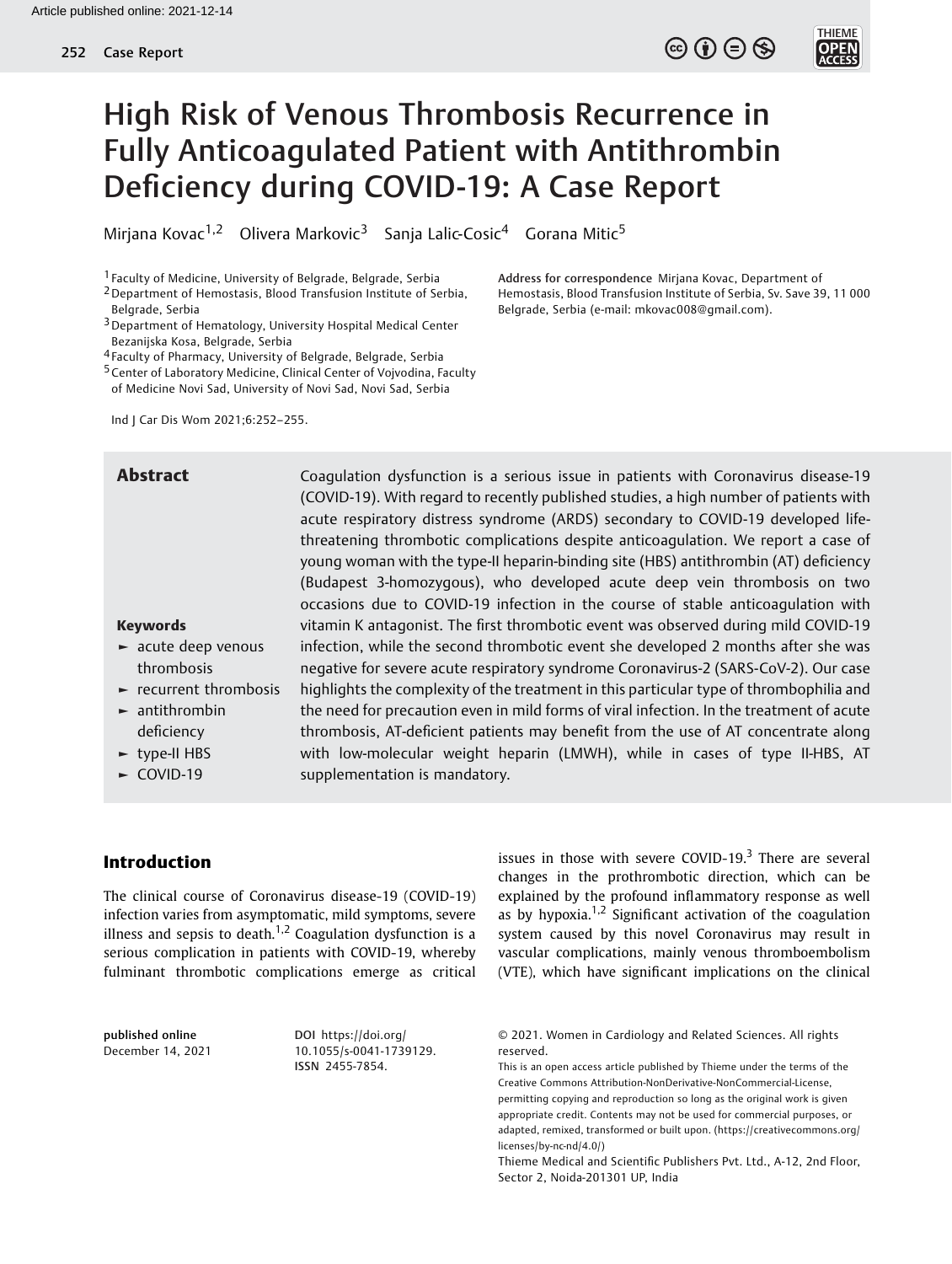# High Risk of Venous Thrombosis Recurrence in Fully Anticoagulated Patient with Antithrombin Deficiency during COVID-19: A Case Report

Mirjana Kovac[1,2] Olivera Markovic[3] Sanja Lalic-Cosic[4] Gorana Mitic[5]

[1] Faculty of Medicine, University of Belgrade, Belgrade, Serbia
[2] Department of Hemostasis, Blood Transfusion Institute of Serbia, Belgrade, Serbia
[3] Department of Hematology, University Hospital Medical Center Bezanijska Kosa, Belgrade, Serbia
[4] Faculty of Pharmacy, University of Belgrade, Belgrade, Serbia
[5] Center of Laboratory Medicine, Clinical Center of Vojvodina, Faculty of Medicine Novi Sad, University of Novi Sad, Novi Sad, Serbia

**Address for correspondence** Mirjana Kovac, Department of Hemostasis, Blood Transfusion Institute of Serbia, Sv. Save 39, 11 000 Belgrade, Serbia (e-mail: mkovac008@gmail.com).

Ind J Car Dis Wom 2021;6:252–255.

## Abstract

Coagulation dysfunction is a serious issue in patients with Coronavirus disease-19 (COVID-19). With regard to recently published studies, a high number of patients with acute respiratory distress syndrome (ARDS) secondary to COVID-19 developed life-threatening thrombotic complications despite anticoagulation. We report a case of young woman with the type-II heparin-binding site (HBS) antithrombin (AT) deficiency (Budapest 3-homozygous), who developed acute deep vein thrombosis on two occasions due to COVID-19 infection in the course of stable anticoagulation with vitamin K antagonist. The first thrombotic event was observed during mild COVID-19 infection, while the second thrombotic event she developed 2 months after she was negative for severe acute respiratory syndrome Coronavirus-2 (SARS-CoV-2). Our case highlights the complexity of the treatment in this particular type of thrombophilia and the need for precaution even in mild forms of viral infection. In the treatment of acute thrombosis, AT-deficient patients may benefit from the use of AT concentrate along with low-molecular weight heparin (LMWH), while in cases of type II-HBS, AT supplementation is mandatory.

**Keywords**

- acute deep venous thrombosis
- recurrent thrombosis
- antithrombin deficiency
- type-II HBS
- COVID-19

## Introduction

The clinical course of Coronavirus disease-19 (COVID-19) infection varies from asymptomatic, mild symptoms, severe illness and sepsis to death.[1,2] Coagulation dysfunction is a serious complication in patients with COVID-19, whereby fulminant thrombotic complications emerge as critical issues in those with severe COVID-19.[3] There are several changes in the prothrombotic direction, which can be explained by the profound inflammatory response as well as by hypoxia.[1,2] Significant activation of the coagulation system caused by this novel Coronavirus may result in vascular complications, mainly venous thromboembolism (VTE), which have significant implications on the clinical

published online
December 14, 2021

DOI https://doi.org/10.1055/s-0041-1739129.
ISSN 2455-7854.

© 2021. Women in Cardiology and Related Sciences. All rights reserved.
This is an open access article published by Thieme under the terms of the Creative Commons Attribution-NonDerivative-NonCommercial-License, permitting copying and reproduction so long as the original work is given appropriate credit. Contents may not be used for commercial purposes, or adapted, remixed, transformed or built upon. (https://creativecommons.org/licenses/by-nc-nd/4.0/)
Thieme Medical and Scientific Publishers Pvt. Ltd., A-12, 2nd Floor, Sector 2, Noida-201301 UP, India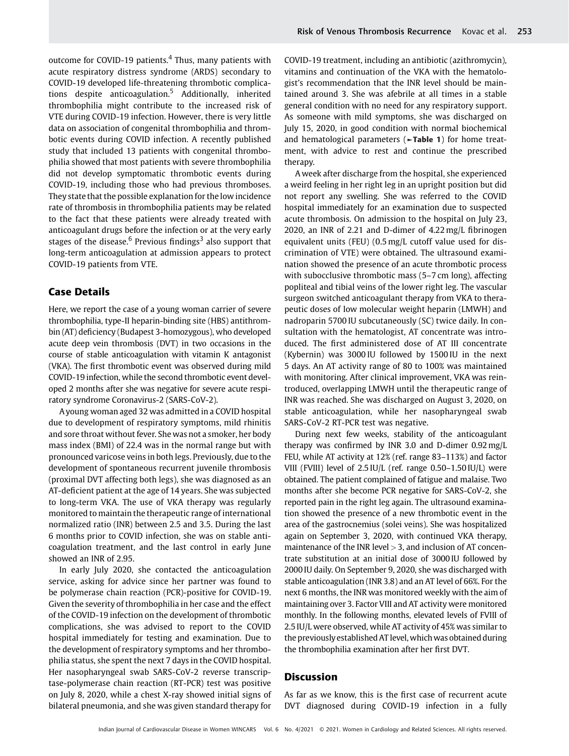outcome for COVID-19 patients.[4] Thus, many patients with acute respiratory distress syndrome (ARDS) secondary to COVID-19 developed life-threatening thrombotic complications despite anticoagulation.[5] Additionally, inherited thrombophilia might contribute to the increased risk of VTE during COVID-19 infection. However, there is very little data on association of congenital thrombophilia and thrombotic events during COVID infection. A recently published study that included 13 patients with congenital thrombophilia showed that most patients with severe thrombophilia did not develop symptomatic thrombotic events during COVID-19, including those who had previous thromboses. They state that the possible explanation for the low incidence rate of thrombosis in thrombophilia patients may be related to the fact that these patients were already treated with anticoagulant drugs before the infection or at the very early stages of the disease.[6] Previous findings[3] also support that long-term anticoagulation at admission appears to protect COVID-19 patients from VTE.

## Case Details

Here, we report the case of a young woman carrier of severe thrombophilia, type-II heparin-binding site (HBS) antithrombin (AT) deficiency (Budapest 3-homozygous), who developed acute deep vein thrombosis (DVT) in two occasions in the course of stable anticoagulation with vitamin K antagonist (VKA). The first thrombotic event was observed during mild COVID-19 infection, while the second thrombotic event developed 2 months after she was negative for severe acute respiratory syndrome Coronavirus-2 (SARS-CoV-2).

A young woman aged 32 was admitted in a COVID hospital due to development of respiratory symptoms, mild rhinitis and sore throat without fever. She was not a smoker, her body mass index (BMI) of 22.4 was in the normal range but with pronounced varicose veins in both legs. Previously, due to the development of spontaneous recurrent juvenile thrombosis (proximal DVT affecting both legs), she was diagnosed as an AT-deficient patient at the age of 14 years. She was subjected to long-term VKA. The use of VKA therapy was regularly monitored to maintain the therapeutic range of international normalized ratio (INR) between 2.5 and 3.5. During the last 6 months prior to COVID infection, she was on stable anticoagulation treatment, and the last control in early June showed an INR of 2.95.

In early July 2020, she contacted the anticoagulation service, asking for advice since her partner was found to be polymerase chain reaction (PCR)-positive for COVID-19. Given the severity of thrombophilia in her case and the effect of the COVID-19 infection on the development of thrombotic complications, she was advised to report to the COVID hospital immediately for testing and examination. Due to the development of respiratory symptoms and her thrombophilia status, she spent the next 7 days in the COVID hospital. Her nasopharyngeal swab SARS-CoV-2 reverse transcriptase-polymerase chain reaction (RT-PCR) test was positive on July 8, 2020, while a chest X-ray showed initial signs of bilateral pneumonia, and she was given standard therapy for COVID-19 treatment, including an antibiotic (azithromycin), vitamins and continuation of the VKA with the hematologist's recommendation that the INR level should be maintained around 3. She was afebrile at all times in a stable general condition with no need for any respiratory support. As someone with mild symptoms, she was discharged on July 15, 2020, in good condition with normal biochemical and hematological parameters (►**Table 1**) for home treatment, with advice to rest and continue the prescribed therapy.

A week after discharge from the hospital, she experienced a weird feeling in her right leg in an upright position but did not report any swelling. She was referred to the COVID hospital immediately for an examination due to suspected acute thrombosis. On admission to the hospital on July 23, 2020, an INR of 2.21 and D-dimer of 4.22 mg/L fibrinogen equivalent units (FEU) (0.5 mg/L cutoff value used for discrimination of VTE) were obtained. The ultrasound examination showed the presence of an acute thrombotic process with subocclusive thrombotic mass (5–7 cm long), affecting popliteal and tibial veins of the lower right leg. The vascular surgeon switched anticoagulant therapy from VKA to therapeutic doses of low molecular weight heparin (LMWH) and nadroparin 5700 IU subcutaneously (SC) twice daily. In consultation with the hematologist, AT concentrate was introduced. The first administered dose of AT III concentrate (Kybernin) was 3000 IU followed by 1500 IU in the next 5 days. An AT activity range of 80 to 100% was maintained with monitoring. After clinical improvement, VKA was reintroduced, overlapping LMWH until the therapeutic range of INR was reached. She was discharged on August 3, 2020, on stable anticoagulation, while her nasopharyngeal swab SARS-CoV-2 RT-PCR test was negative.

During next few weeks, stability of the anticoagulant therapy was confirmed by INR 3.0 and D-dimer 0.92 mg/L FEU, while AT activity at 12% (ref. range 83–113%) and factor VIII (FVIII) level of 2.5 IU/L (ref. range 0.50–1.50 IU/L) were obtained. The patient complained of fatigue and malaise. Two months after she become PCR negative for SARS-CoV-2, she reported pain in the right leg again. The ultrasound examination showed the presence of a new thrombotic event in the area of the gastrocnemius (solei veins). She was hospitalized again on September 3, 2020, with continued VKA therapy, maintenance of the INR level > 3, and inclusion of AT concentrate substitution at an initial dose of 3000 IU followed by 2000 IU daily. On September 9, 2020, she was discharged with stable anticoagulation (INR 3.8) and an AT level of 66%. For the next 6 months, the INR was monitored weekly with the aim of maintaining over 3. Factor VIII and AT activity were monitored monthly. In the following months, elevated levels of FVIII of 2.5 IU/L were observed, while AT activity of 45% was similar to the previously established AT level, which was obtained during the thrombophilia examination after her first DVT.

## Discussion

As far as we know, this is the first case of recurrent acute DVT diagnosed during COVID-19 infection in a fully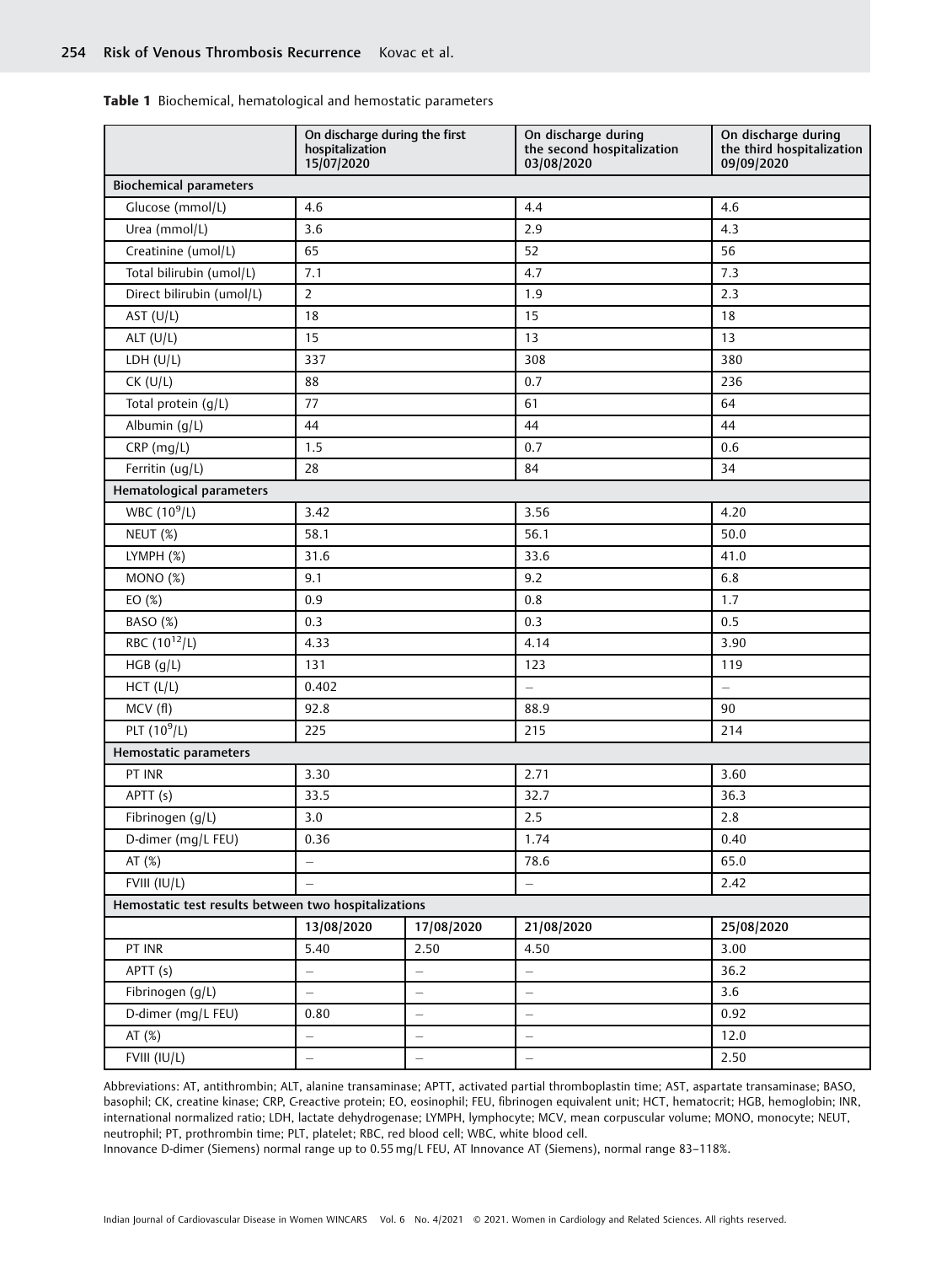**Table 1** Biochemical, hematological and hemostatic parameters

| | On discharge during the first hospitalization 15/07/2020 | | On discharge during the second hospitalization 03/08/2020 | On discharge during the third hospitalization 09/09/2020 |
|---|---|---|---|---|
| **Biochemical parameters** | | | | |
| Glucose (mmol/L) | 4.6 | | 4.4 | 4.6 |
| Urea (mmol/L) | 3.6 | | 2.9 | 4.3 |
| Creatinine (umol/L) | 65 | | 52 | 56 |
| Total bilirubin (umol/L) | 7.1 | | 4.7 | 7.3 |
| Direct bilirubin (umol/L) | 2 | | 1.9 | 2.3 |
| AST (U/L) | 18 | | 15 | 18 |
| ALT (U/L) | 15 | | 13 | 13 |
| LDH (U/L) | 337 | | 308 | 380 |
| CK (U/L) | 88 | | 0.7 | 236 |
| Total protein (g/L) | 77 | | 61 | 64 |
| Albumin (g/L) | 44 | | 44 | 44 |
| CRP (mg/L) | 1.5 | | 0.7 | 0.6 |
| Ferritin (ug/L) | 28 | | 84 | 34 |
| **Hematological parameters** | | | | |
| WBC ($10^9$/L) | 3.42 | | 3.56 | 4.20 |
| NEUT (%) | 58.1 | | 56.1 | 50.0 |
| LYMPH (%) | 31.6 | | 33.6 | 41.0 |
| MONO (%) | 9.1 | | 9.2 | 6.8 |
| EO (%) | 0.9 | | 0.8 | 1.7 |
| BASO (%) | 0.3 | | 0.3 | 0.5 |
| RBC ($10^{12}$/L) | 4.33 | | 4.14 | 3.90 |
| HGB (g/L) | 131 | | 123 | 119 |
| HCT (L/L) | 0.402 | | – | – |
| MCV (fl) | 92.8 | | 88.9 | 90 |
| PLT ($10^9$/L) | 225 | | 215 | 214 |
| **Hemostatic parameters** | | | | |
| PT INR | 3.30 | | 2.71 | 3.60 |
| APTT (s) | 33.5 | | 32.7 | 36.3 |
| Fibrinogen (g/L) | 3.0 | | 2.5 | 2.8 |
| D-dimer (mg/L FEU) | 0.36 | | 1.74 | 0.40 |
| AT (%) | – | | 78.6 | 65.0 |
| FVIII (IU/L) | – | | – | 2.42 |
| **Hemostatic test results between two hospitalizations** | | | | |
| | **13/08/2020** | **17/08/2020** | **21/08/2020** | **25/08/2020** |
| PT INR | 5.40 | 2.50 | 4.50 | 3.00 |
| APTT (s) | – | – | – | 36.2 |
| Fibrinogen (g/L) | – | – | – | 3.6 |
| D-dimer (mg/L FEU) | 0.80 | – | – | 0.92 |
| AT (%) | – | – | – | 12.0 |
| FVIII (IU/L) | – | – | – | 2.50 |

Abbreviations: AT, antithrombin; ALT, alanine transaminase; APTT, activated partial thromboplastin time; AST, aspartate transaminase; BASO, basophil; CK, creatine kinase; CRP, C-reactive protein; EO, eosinophil; FEU, fibrinogen equivalent unit; HCT, hematocrit; HGB, hemoglobin; INR, international normalized ratio; LDH, lactate dehydrogenase; LYMPH, lymphocyte; MCV, mean corpuscular volume; MONO, monocyte; NEUT, neutrophil; PT, prothrombin time; PLT, platelet; RBC, red blood cell; WBC, white blood cell.
Innovance D-dimer (Siemens) normal range up to 0.55 mg/L FEU, AT Innovance AT (Siemens), normal range 83–118%.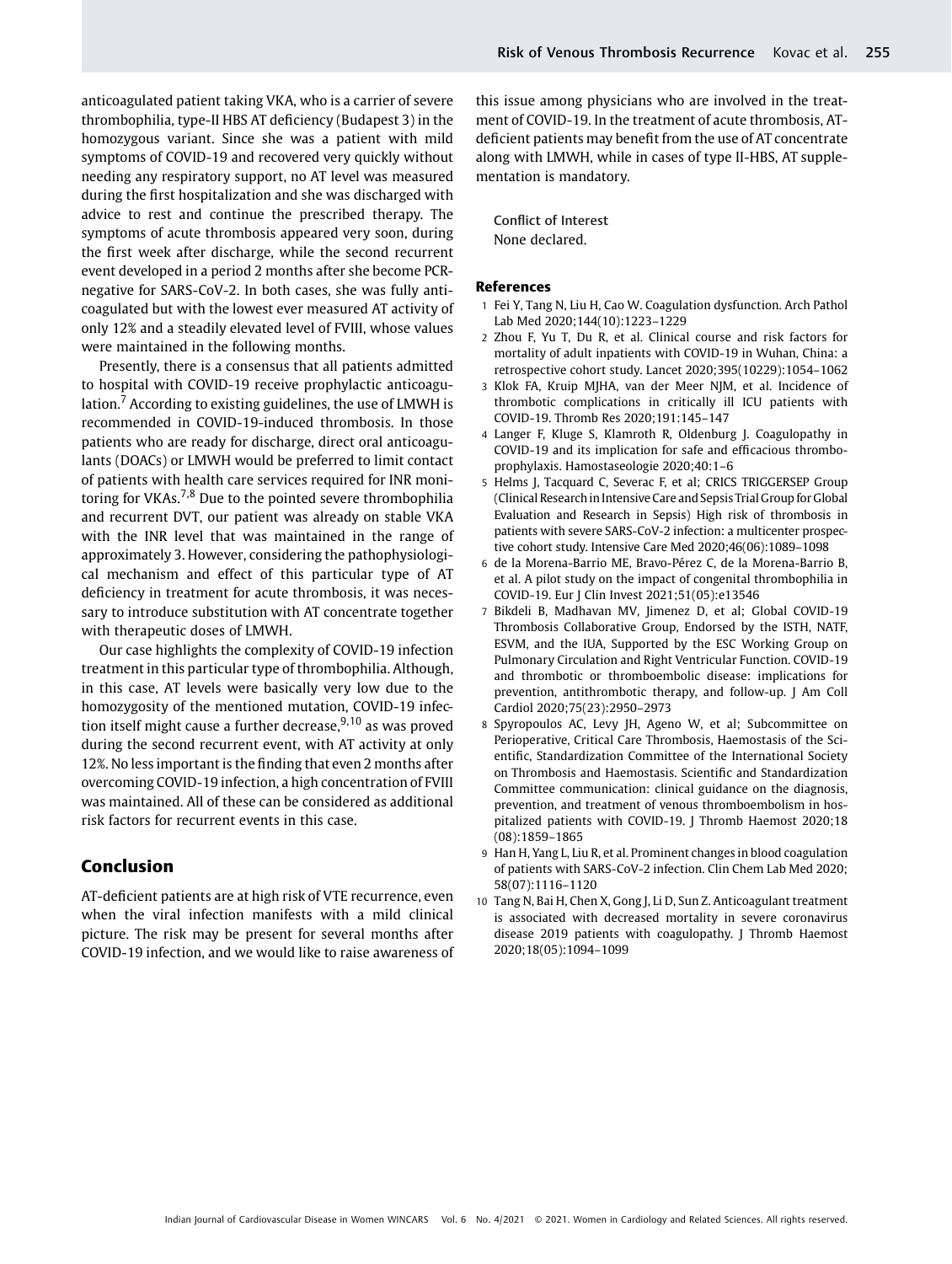anticoagulated patient taking VKA, who is a carrier of severe thrombophilia, type-II HBS AT deficiency (Budapest 3) in the homozygous variant. Since she was a patient with mild symptoms of COVID-19 and recovered very quickly without needing any respiratory support, no AT level was measured during the first hospitalization and she was discharged with advice to rest and continue the prescribed therapy. The symptoms of acute thrombosis appeared very soon, during the first week after discharge, while the second recurrent event developed in a period 2 months after she become PCR-negative for SARS-CoV-2. In both cases, she was fully anticoagulated but with the lowest ever measured AT activity of only 12% and a steadily elevated level of FVIII, whose values were maintained in the following months.

Presently, there is a consensus that all patients admitted to hospital with COVID-19 receive prophylactic anticoagulation.[7] According to existing guidelines, the use of LMWH is recommended in COVID-19-induced thrombosis. In those patients who are ready for discharge, direct oral anticoagulants (DOACs) or LMWH would be preferred to limit contact of patients with health care services required for INR monitoring for VKAs.[7,8] Due to the pointed severe thrombophilia and recurrent DVT, our patient was already on stable VKA with the INR level that was maintained in the range of approximately 3. However, considering the pathophysiological mechanism and effect of this particular type of AT deficiency in treatment for acute thrombosis, it was necessary to introduce substitution with AT concentrate together with therapeutic doses of LMWH.

Our case highlights the complexity of COVID-19 infection treatment in this particular type of thrombophilia. Although, in this case, AT levels were basically very low due to the homozygosity of the mentioned mutation, COVID-19 infection itself might cause a further decrease,[9,10] as was proved during the second recurrent event, with AT activity at only 12%. No less important is the finding that even 2 months after overcoming COVID-19 infection, a high concentration of FVIII was maintained. All of these can be considered as additional risk factors for recurrent events in this case.

## Conclusion

AT-deficient patients are at high risk of VTE recurrence, even when the viral infection manifests with a mild clinical picture. The risk may be present for several months after COVID-19 infection, and we would like to raise awareness of this issue among physicians who are involved in the treatment of COVID-19. In the treatment of acute thrombosis, AT-deficient patients may benefit from the use of AT concentrate along with LMWH, while in cases of type II-HBS, AT supplementation is mandatory.

Conflict of Interest
None declared.

## References

1. Fei Y, Tang N, Liu H, Cao W. Coagulation dysfunction. Arch Pathol Lab Med 2020;144(10):1223–1229
2. Zhou F, Yu T, Du R, et al. Clinical course and risk factors for mortality of adult inpatients with COVID-19 in Wuhan, China: a retrospective cohort study. Lancet 2020;395(10229):1054–1062
3. Klok FA, Kruip MJHA, van der Meer NJM, et al. Incidence of thrombotic complications in critically ill ICU patients with COVID-19. Thromb Res 2020;191:145–147
4. Langer F, Kluge S, Klamroth R, Oldenburg J. Coagulopathy in COVID-19 and its implication for safe and efficacious thromboprophylaxis. Hamostaseologie 2020;40:1–6
5. Helms J, Tacquard C, Severac F, et al; CRICS TRIGGERSEP Group (Clinical Research in Intensive Care and Sepsis Trial Group for Global Evaluation and Research in Sepsis) High risk of thrombosis in patients with severe SARS-CoV-2 infection: a multicenter prospective cohort study. Intensive Care Med 2020;46(06):1089–1098
6. de la Morena-Barrio ME, Bravo-Pérez C, de la Morena-Barrio B, et al. A pilot study on the impact of congenital thrombophilia in COVID-19. Eur J Clin Invest 2021;51(05):e13546
7. Bikdeli B, Madhavan MV, Jimenez D, et al; Global COVID-19 Thrombosis Collaborative Group, Endorsed by the ISTH, NATF, ESVM, and the IUA, Supported by the ESC Working Group on Pulmonary Circulation and Right Ventricular Function. COVID-19 and thrombotic or thromboembolic disease: implications for prevention, antithrombotic therapy, and follow-up. J Am Coll Cardiol 2020;75(23):2950–2973
8. Spyropoulos AC, Levy JH, Ageno W, et al; Subcommittee on Perioperative, Critical Care Thrombosis, Haemostasis of the Scientific, Standardization Committee of the International Society on Thrombosis and Haemostasis. Scientific and Standardization Committee communication: clinical guidance on the diagnosis, prevention, and treatment of venous thromboembolism in hospitalized patients with COVID-19. J Thromb Haemost 2020;18(08):1859–1865
9. Han H, Yang L, Liu R, et al. Prominent changes in blood coagulation of patients with SARS-CoV-2 infection. Clin Chem Lab Med 2020;58(07):1116–1120
10. Tang N, Bai H, Chen X, Gong J, Li D, Sun Z. Anticoagulant treatment is associated with decreased mortality in severe coronavirus disease 2019 patients with coagulopathy. J Thromb Haemost 2020;18(05):1094–1099